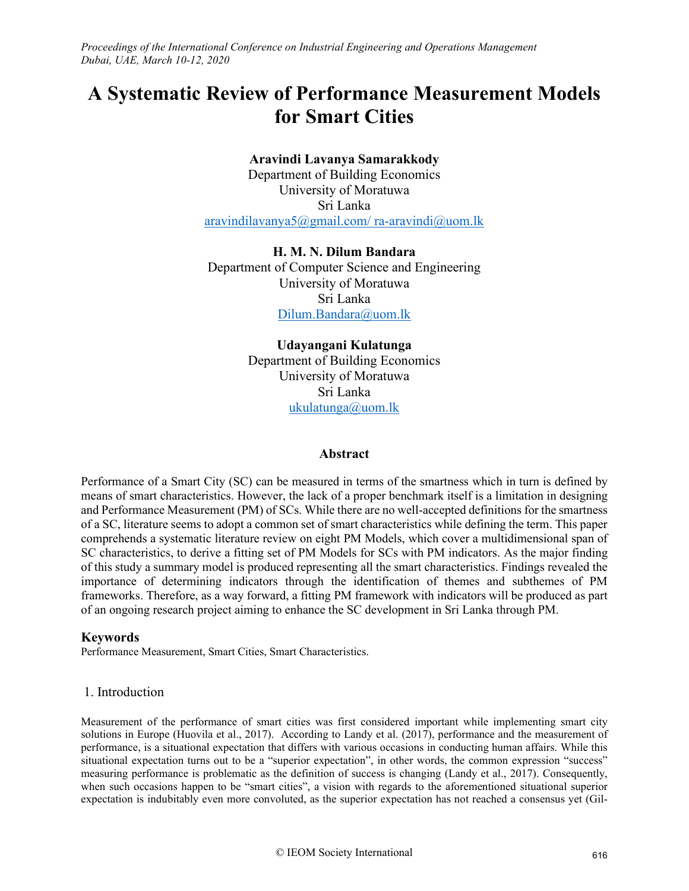# A Systematic Review of Performance Measurement Models for Smart Cities

**Aravindi Lavanya Samarakkody**
Department of Building Economics
University of Moratuwa
Sri Lanka
aravindilavanya5@gmail.com/ ra-aravindi@uom.lk

**H. M. N. Dilum Bandara**
Department of Computer Science and Engineering
University of Moratuwa
Sri Lanka
Dilum.Bandara@uom.lk

**Udayangani Kulatunga**
Department of Building Economics
University of Moratuwa
Sri Lanka
ukulatunga@uom.lk

## Abstract

Performance of a Smart City (SC) can be measured in terms of the smartness which in turn is defined by means of smart characteristics. However, the lack of a proper benchmark itself is a limitation in designing and Performance Measurement (PM) of SCs. While there are no well-accepted definitions for the smartness of a SC, literature seems to adopt a common set of smart characteristics while defining the term. This paper comprehends a systematic literature review on eight PM Models, which cover a multidimensional span of SC characteristics, to derive a fitting set of PM Models for SCs with PM indicators. As the major finding of this study a summary model is produced representing all the smart characteristics. Findings revealed the importance of determining indicators through the identification of themes and subthemes of PM frameworks. Therefore, as a way forward, a fitting PM framework with indicators will be produced as part of an ongoing research project aiming to enhance the SC development in Sri Lanka through PM.

## Keywords

Performance Measurement, Smart Cities, Smart Characteristics.

## 1. Introduction

Measurement of the performance of smart cities was first considered important while implementing smart city solutions in Europe (Huovila et al., 2017). According to Landy et al. (2017), performance and the measurement of performance, is a situational expectation that differs with various occasions in conducting human affairs. While this situational expectation turns out to be a "superior expectation", in other words, the common expression "success" measuring performance is problematic as the definition of success is changing (Landy et al., 2017). Consequently, when such occasions happen to be "smart cities", a vision with regards to the aforementioned situational superior expectation is indubitably even more convoluted, as the superior expectation has not reached a consensus yet (Gil-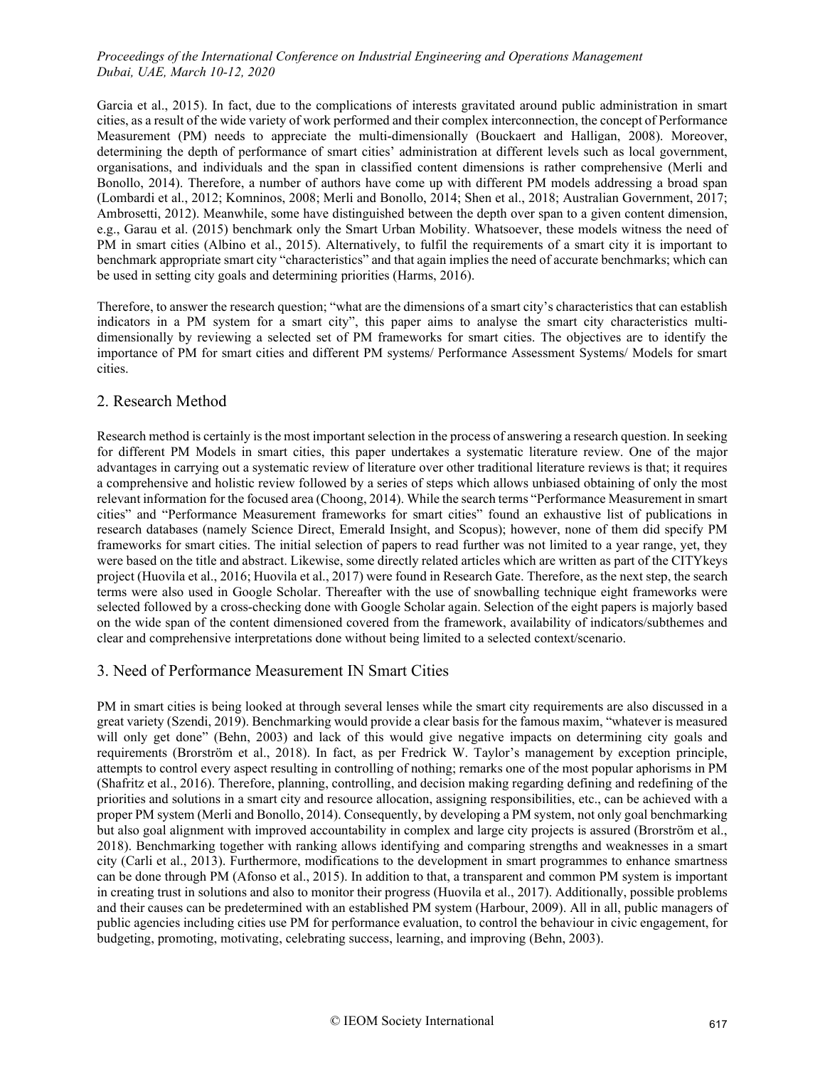Garcia et al., 2015). In fact, due to the complications of interests gravitated around public administration in smart cities, as a result of the wide variety of work performed and their complex interconnection, the concept of Performance Measurement (PM) needs to appreciate the multi-dimensionally (Bouckaert and Halligan, 2008). Moreover, determining the depth of performance of smart cities' administration at different levels such as local government, organisations, and individuals and the span in classified content dimensions is rather comprehensive (Merli and Bonollo, 2014). Therefore, a number of authors have come up with different PM models addressing a broad span (Lombardi et al., 2012; Komninos, 2008; Merli and Bonollo, 2014; Shen et al., 2018; Australian Government, 2017; Ambrosetti, 2012). Meanwhile, some have distinguished between the depth over span to a given content dimension, e.g., Garau et al. (2015) benchmark only the Smart Urban Mobility. Whatsoever, these models witness the need of PM in smart cities (Albino et al., 2015). Alternatively, to fulfil the requirements of a smart city it is important to benchmark appropriate smart city "characteristics" and that again implies the need of accurate benchmarks; which can be used in setting city goals and determining priorities (Harms, 2016).

Therefore, to answer the research question; "what are the dimensions of a smart city's characteristics that can establish indicators in a PM system for a smart city", this paper aims to analyse the smart city characteristics multi-dimensionally by reviewing a selected set of PM frameworks for smart cities. The objectives are to identify the importance of PM for smart cities and different PM systems/ Performance Assessment Systems/ Models for smart cities.

## 2. Research Method

Research method is certainly is the most important selection in the process of answering a research question. In seeking for different PM Models in smart cities, this paper undertakes a systematic literature review. One of the major advantages in carrying out a systematic review of literature over other traditional literature reviews is that; it requires a comprehensive and holistic review followed by a series of steps which allows unbiased obtaining of only the most relevant information for the focused area (Choong, 2014). While the search terms "Performance Measurement in smart cities" and "Performance Measurement frameworks for smart cities" found an exhaustive list of publications in research databases (namely Science Direct, Emerald Insight, and Scopus); however, none of them did specify PM frameworks for smart cities. The initial selection of papers to read further was not limited to a year range, yet, they were based on the title and abstract. Likewise, some directly related articles which are written as part of the CITYkeys project (Huovila et al., 2016; Huovila et al., 2017) were found in Research Gate. Therefore, as the next step, the search terms were also used in Google Scholar. Thereafter with the use of snowballing technique eight frameworks were selected followed by a cross-checking done with Google Scholar again. Selection of the eight papers is majorly based on the wide span of the content dimensioned covered from the framework, availability of indicators/subthemes and clear and comprehensive interpretations done without being limited to a selected context/scenario.

## 3. Need of Performance Measurement IN Smart Cities

PM in smart cities is being looked at through several lenses while the smart city requirements are also discussed in a great variety (Szendi, 2019). Benchmarking would provide a clear basis for the famous maxim, "whatever is measured will only get done" (Behn, 2003) and lack of this would give negative impacts on determining city goals and requirements (Brorström et al., 2018). In fact, as per Fredrick W. Taylor's management by exception principle, attempts to control every aspect resulting in controlling of nothing; remarks one of the most popular aphorisms in PM (Shafritz et al., 2016). Therefore, planning, controlling, and decision making regarding defining and redefining of the priorities and solutions in a smart city and resource allocation, assigning responsibilities, etc., can be achieved with a proper PM system (Merli and Bonollo, 2014). Consequently, by developing a PM system, not only goal benchmarking but also goal alignment with improved accountability in complex and large city projects is assured (Brorström et al., 2018). Benchmarking together with ranking allows identifying and comparing strengths and weaknesses in a smart city (Carli et al., 2013). Furthermore, modifications to the development in smart programmes to enhance smartness can be done through PM (Afonso et al., 2015). In addition to that, a transparent and common PM system is important in creating trust in solutions and also to monitor their progress (Huovila et al., 2017). Additionally, possible problems and their causes can be predetermined with an established PM system (Harbour, 2009). All in all, public managers of public agencies including cities use PM for performance evaluation, to control the behaviour in civic engagement, for budgeting, promoting, motivating, celebrating success, learning, and improving (Behn, 2003).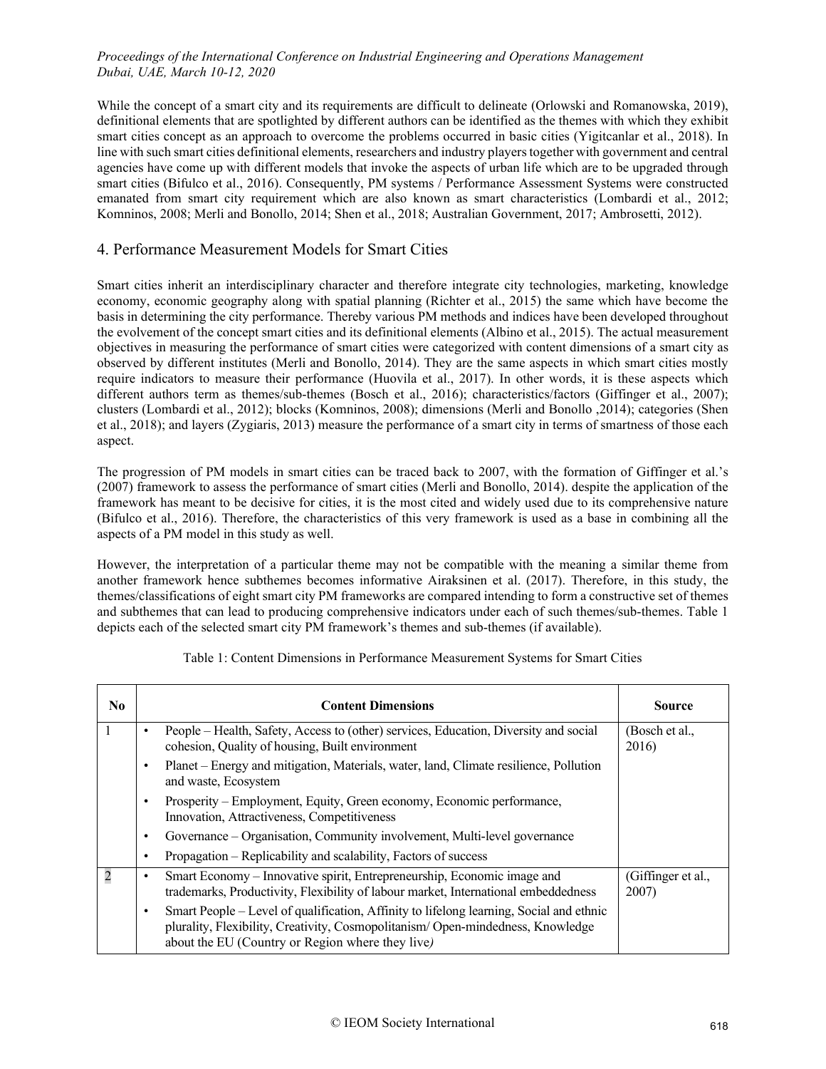While the concept of a smart city and its requirements are difficult to delineate (Orlowski and Romanowska, 2019), definitional elements that are spotlighted by different authors can be identified as the themes with which they exhibit smart cities concept as an approach to overcome the problems occurred in basic cities (Yigitcanlar et al., 2018). In line with such smart cities definitional elements, researchers and industry players together with government and central agencies have come up with different models that invoke the aspects of urban life which are to be upgraded through smart cities (Bifulco et al., 2016). Consequently, PM systems / Performance Assessment Systems were constructed emanated from smart city requirement which are also known as smart characteristics (Lombardi et al., 2012; Komninos, 2008; Merli and Bonollo, 2014; Shen et al., 2018; Australian Government, 2017; Ambrosetti, 2012).

## 4. Performance Measurement Models for Smart Cities

Smart cities inherit an interdisciplinary character and therefore integrate city technologies, marketing, knowledge economy, economic geography along with spatial planning (Richter et al., 2015) the same which have become the basis in determining the city performance. Thereby various PM methods and indices have been developed throughout the evolvement of the concept smart cities and its definitional elements (Albino et al., 2015). The actual measurement objectives in measuring the performance of smart cities were categorized with content dimensions of a smart city as observed by different institutes (Merli and Bonollo, 2014). They are the same aspects in which smart cities mostly require indicators to measure their performance (Huovila et al., 2017). In other words, it is these aspects which different authors term as themes/sub-themes (Bosch et al., 2016); characteristics/factors (Giffinger et al., 2007); clusters (Lombardi et al., 2012); blocks (Komninos, 2008); dimensions (Merli and Bonollo ,2014); categories (Shen et al., 2018); and layers (Zygiaris, 2013) measure the performance of a smart city in terms of smartness of those each aspect.

The progression of PM models in smart cities can be traced back to 2007, with the formation of Giffinger et al.'s (2007) framework to assess the performance of smart cities (Merli and Bonollo, 2014). despite the application of the framework has meant to be decisive for cities, it is the most cited and widely used due to its comprehensive nature (Bifulco et al., 2016). Therefore, the characteristics of this very framework is used as a base in combining all the aspects of a PM model in this study as well.

However, the interpretation of a particular theme may not be compatible with the meaning a similar theme from another framework hence subthemes becomes informative Airaksinen et al. (2017). Therefore, in this study, the themes/classifications of eight smart city PM frameworks are compared intending to form a constructive set of themes and subthemes that can lead to producing comprehensive indicators under each of such themes/sub-themes. Table 1 depicts each of the selected smart city PM framework's themes and sub-themes (if available).

Table 1: Content Dimensions in Performance Measurement Systems for Smart Cities

| No | Content Dimensions | Source |
|---|---|---|
| 1 | • People – Health, Safety, Access to (other) services, Education, Diversity and social cohesion, Quality of housing, Built environment<br>• Planet – Energy and mitigation, Materials, water, land, Climate resilience, Pollution and waste, Ecosystem<br>• Prosperity – Employment, Equity, Green economy, Economic performance, Innovation, Attractiveness, Competitiveness<br>• Governance – Organisation, Community involvement, Multi-level governance<br>• Propagation – Replicability and scalability, Factors of success | (Bosch et al., 2016) |
| 2 | • Smart Economy – Innovative spirit, Entrepreneurship, Economic image and trademarks, Productivity, Flexibility of labour market, International embeddedness<br>• Smart People – Level of qualification, Affinity to lifelong learning, Social and ethnic plurality, Flexibility, Creativity, Cosmopolitanism/ Open-mindedness, Knowledge about the EU (Country or Region where they live*)* | (Giffinger et al., 2007) |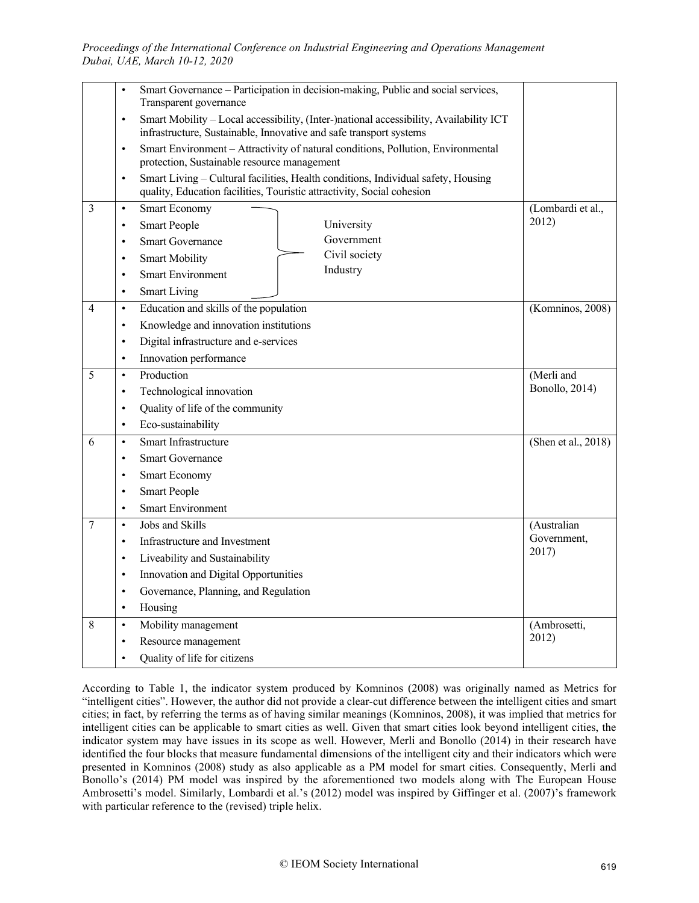| | | |
|---|---|---|
| | • Smart Governance – Participation in decision-making, Public and social services, Transparent governance<br>• Smart Mobility – Local accessibility, (Inter-)national accessibility, Availability ICT infrastructure, Sustainable, Innovative and safe transport systems<br>• Smart Environment – Attractivity of natural conditions, Pollution, Environmental protection, Sustainable resource management<br>• Smart Living – Cultural facilities, Health conditions, Individual safety, Housing quality, Education facilities, Touristic attractivity, Social cohesion | |
| 3 | • Smart Economy<br>• Smart People<br>• Smart Governance<br>• Smart Mobility<br>• Smart Environment<br>• Smart Living<br>} University, Government, Civil society, Industry | (Lombardi et al., 2012) |
| 4 | • Education and skills of the population<br>• Knowledge and innovation institutions<br>• Digital infrastructure and e-services<br>• Innovation performance | (Komninos, 2008) |
| 5 | • Production<br>• Technological innovation<br>• Quality of life of the community<br>• Eco-sustainability | (Merli and Bonollo, 2014) |
| 6 | • Smart Infrastructure<br>• Smart Governance<br>• Smart Economy<br>• Smart People<br>• Smart Environment | (Shen et al., 2018) |
| 7 | • Jobs and Skills<br>• Infrastructure and Investment<br>• Liveability and Sustainability<br>• Innovation and Digital Opportunities<br>• Governance, Planning, and Regulation<br>• Housing | (Australian Government, 2017) |
| 8 | • Mobility management<br>• Resource management<br>• Quality of life for citizens | (Ambrosetti, 2012) |

According to Table 1, the indicator system produced by Komninos (2008) was originally named as Metrics for "intelligent cities". However, the author did not provide a clear-cut difference between the intelligent cities and smart cities; in fact, by referring the terms as of having similar meanings (Komninos, 2008), it was implied that metrics for intelligent cities can be applicable to smart cities as well. Given that smart cities look beyond intelligent cities, the indicator system may have issues in its scope as well. However, Merli and Bonollo (2014) in their research have identified the four blocks that measure fundamental dimensions of the intelligent city and their indicators which were presented in Komninos (2008) study as also applicable as a PM model for smart cities. Consequently, Merli and Bonollo's (2014) PM model was inspired by the aforementioned two models along with The European House Ambrosetti's model. Similarly, Lombardi et al.'s (2012) model was inspired by Giffinger et al. (2007)'s framework with particular reference to the (revised) triple helix.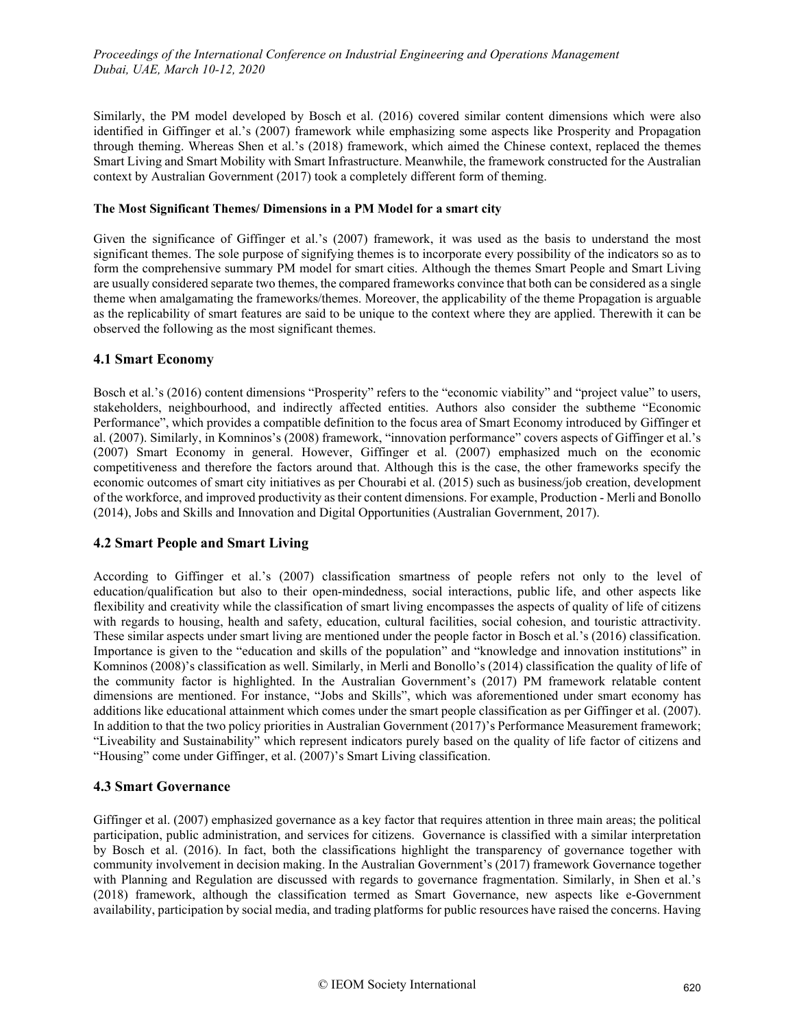Similarly, the PM model developed by Bosch et al. (2016) covered similar content dimensions which were also identified in Giffinger et al.'s (2007) framework while emphasizing some aspects like Prosperity and Propagation through theming. Whereas Shen et al.'s (2018) framework, which aimed the Chinese context, replaced the themes Smart Living and Smart Mobility with Smart Infrastructure. Meanwhile, the framework constructed for the Australian context by Australian Government (2017) took a completely different form of theming.

**The Most Significant Themes/ Dimensions in a PM Model for a smart city**

Given the significance of Giffinger et al.'s (2007) framework, it was used as the basis to understand the most significant themes. The sole purpose of signifying themes is to incorporate every possibility of the indicators so as to form the comprehensive summary PM model for smart cities. Although the themes Smart People and Smart Living are usually considered separate two themes, the compared frameworks convince that both can be considered as a single theme when amalgamating the frameworks/themes. Moreover, the applicability of the theme Propagation is arguable as the replicability of smart features are said to be unique to the context where they are applied. Therewith it can be observed the following as the most significant themes.

## 4.1 Smart Economy

Bosch et al.'s (2016) content dimensions "Prosperity" refers to the "economic viability" and "project value" to users, stakeholders, neighbourhood, and indirectly affected entities. Authors also consider the subtheme "Economic Performance", which provides a compatible definition to the focus area of Smart Economy introduced by Giffinger et al. (2007). Similarly, in Komninos's (2008) framework, "innovation performance" covers aspects of Giffinger et al.'s (2007) Smart Economy in general. However, Giffinger et al. (2007) emphasized much on the economic competitiveness and therefore the factors around that. Although this is the case, the other frameworks specify the economic outcomes of smart city initiatives as per Chourabi et al. (2015) such as business/job creation, development of the workforce, and improved productivity as their content dimensions. For example, Production - Merli and Bonollo (2014), Jobs and Skills and Innovation and Digital Opportunities (Australian Government, 2017).

## 4.2 Smart People and Smart Living

According to Giffinger et al.'s (2007) classification smartness of people refers not only to the level of education/qualification but also to their open-mindedness, social interactions, public life, and other aspects like flexibility and creativity while the classification of smart living encompasses the aspects of quality of life of citizens with regards to housing, health and safety, education, cultural facilities, social cohesion, and touristic attractivity. These similar aspects under smart living are mentioned under the people factor in Bosch et al.'s (2016) classification. Importance is given to the "education and skills of the population" and "knowledge and innovation institutions" in Komninos (2008)'s classification as well. Similarly, in Merli and Bonollo's (2014) classification the quality of life of the community factor is highlighted. In the Australian Government's (2017) PM framework relatable content dimensions are mentioned. For instance, "Jobs and Skills", which was aforementioned under smart economy has additions like educational attainment which comes under the smart people classification as per Giffinger et al. (2007). In addition to that the two policy priorities in Australian Government (2017)'s Performance Measurement framework; "Liveability and Sustainability" which represent indicators purely based on the quality of life factor of citizens and "Housing" come under Giffinger, et al. (2007)'s Smart Living classification.

## 4.3 Smart Governance

Giffinger et al. (2007) emphasized governance as a key factor that requires attention in three main areas; the political participation, public administration, and services for citizens. Governance is classified with a similar interpretation by Bosch et al. (2016). In fact, both the classifications highlight the transparency of governance together with community involvement in decision making. In the Australian Government's (2017) framework Governance together with Planning and Regulation are discussed with regards to governance fragmentation. Similarly, in Shen et al.'s (2018) framework, although the classification termed as Smart Governance, new aspects like e-Government availability, participation by social media, and trading platforms for public resources have raised the concerns. Having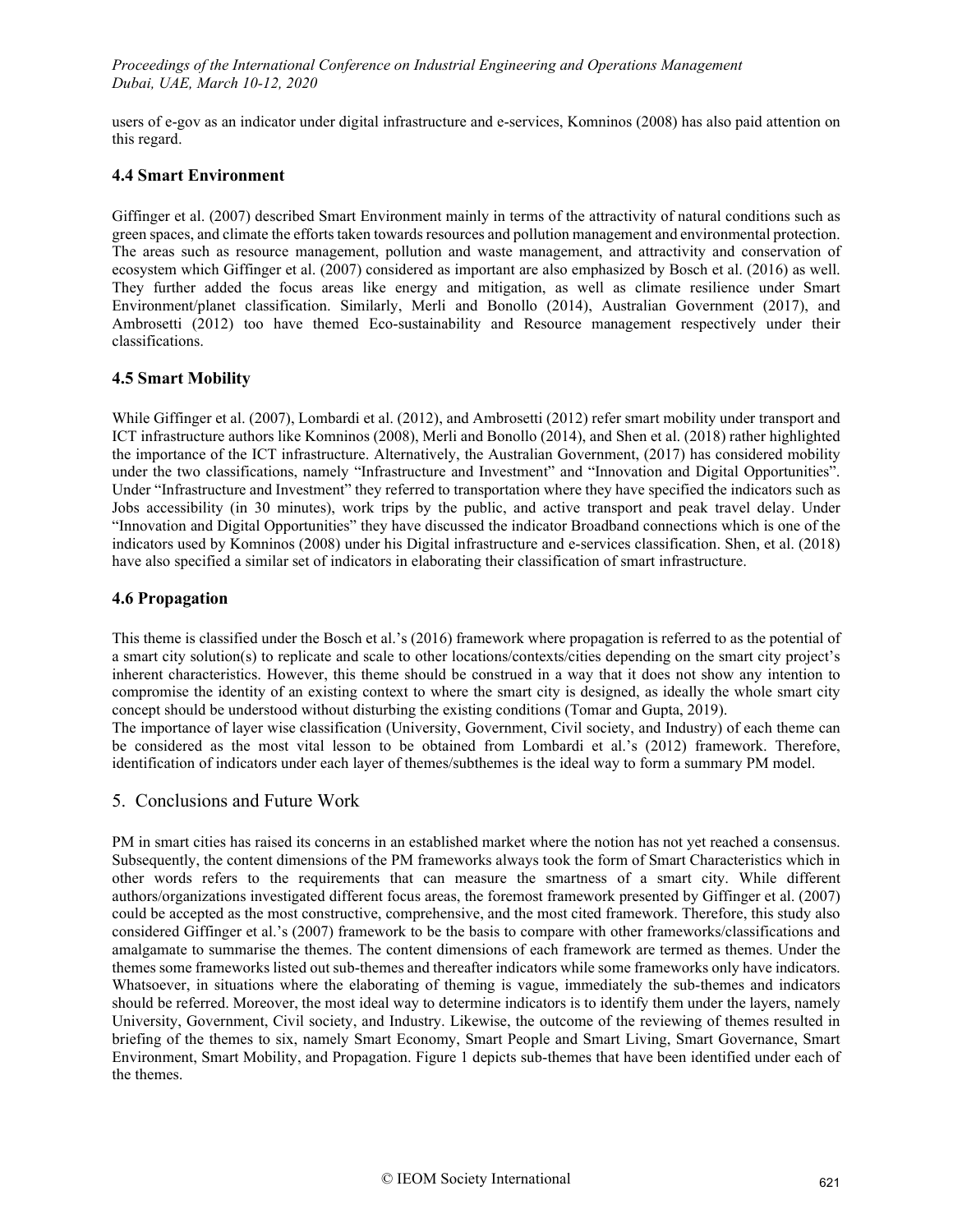users of e-gov as an indicator under digital infrastructure and e-services, Komninos (2008) has also paid attention on this regard.

### 4.4 Smart Environment

Giffinger et al. (2007) described Smart Environment mainly in terms of the attractivity of natural conditions such as green spaces, and climate the efforts taken towards resources and pollution management and environmental protection. The areas such as resource management, pollution and waste management, and attractivity and conservation of ecosystem which Giffinger et al. (2007) considered as important are also emphasized by Bosch et al. (2016) as well. They further added the focus areas like energy and mitigation, as well as climate resilience under Smart Environment/planet classification. Similarly, Merli and Bonollo (2014), Australian Government (2017), and Ambrosetti (2012) too have themed Eco-sustainability and Resource management respectively under their classifications.

### 4.5 Smart Mobility

While Giffinger et al. (2007), Lombardi et al. (2012), and Ambrosetti (2012) refer smart mobility under transport and ICT infrastructure authors like Komninos (2008), Merli and Bonollo (2014), and Shen et al. (2018) rather highlighted the importance of the ICT infrastructure. Alternatively, the Australian Government, (2017) has considered mobility under the two classifications, namely "Infrastructure and Investment" and "Innovation and Digital Opportunities". Under "Infrastructure and Investment" they referred to transportation where they have specified the indicators such as Jobs accessibility (in 30 minutes), work trips by the public, and active transport and peak travel delay. Under "Innovation and Digital Opportunities" they have discussed the indicator Broadband connections which is one of the indicators used by Komninos (2008) under his Digital infrastructure and e-services classification. Shen, et al. (2018) have also specified a similar set of indicators in elaborating their classification of smart infrastructure.

### 4.6 Propagation

This theme is classified under the Bosch et al.'s (2016) framework where propagation is referred to as the potential of a smart city solution(s) to replicate and scale to other locations/contexts/cities depending on the smart city project's inherent characteristics. However, this theme should be construed in a way that it does not show any intention to compromise the identity of an existing context to where the smart city is designed, as ideally the whole smart city concept should be understood without disturbing the existing conditions (Tomar and Gupta, 2019).

The importance of layer wise classification (University, Government, Civil society, and Industry) of each theme can be considered as the most vital lesson to be obtained from Lombardi et al.'s (2012) framework. Therefore, identification of indicators under each layer of themes/subthemes is the ideal way to form a summary PM model.

## 5. Conclusions and Future Work

PM in smart cities has raised its concerns in an established market where the notion has not yet reached a consensus. Subsequently, the content dimensions of the PM frameworks always took the form of Smart Characteristics which in other words refers to the requirements that can measure the smartness of a smart city. While different authors/organizations investigated different focus areas, the foremost framework presented by Giffinger et al. (2007) could be accepted as the most constructive, comprehensive, and the most cited framework. Therefore, this study also considered Giffinger et al.'s (2007) framework to be the basis to compare with other frameworks/classifications and amalgamate to summarise the themes. The content dimensions of each framework are termed as themes. Under the themes some frameworks listed out sub-themes and thereafter indicators while some frameworks only have indicators. Whatsoever, in situations where the elaborating of theming is vague, immediately the sub-themes and indicators should be referred. Moreover, the most ideal way to determine indicators is to identify them under the layers, namely University, Government, Civil society, and Industry. Likewise, the outcome of the reviewing of themes resulted in briefing of the themes to six, namely Smart Economy, Smart People and Smart Living, Smart Governance, Smart Environment, Smart Mobility, and Propagation. Figure 1 depicts sub-themes that have been identified under each of the themes.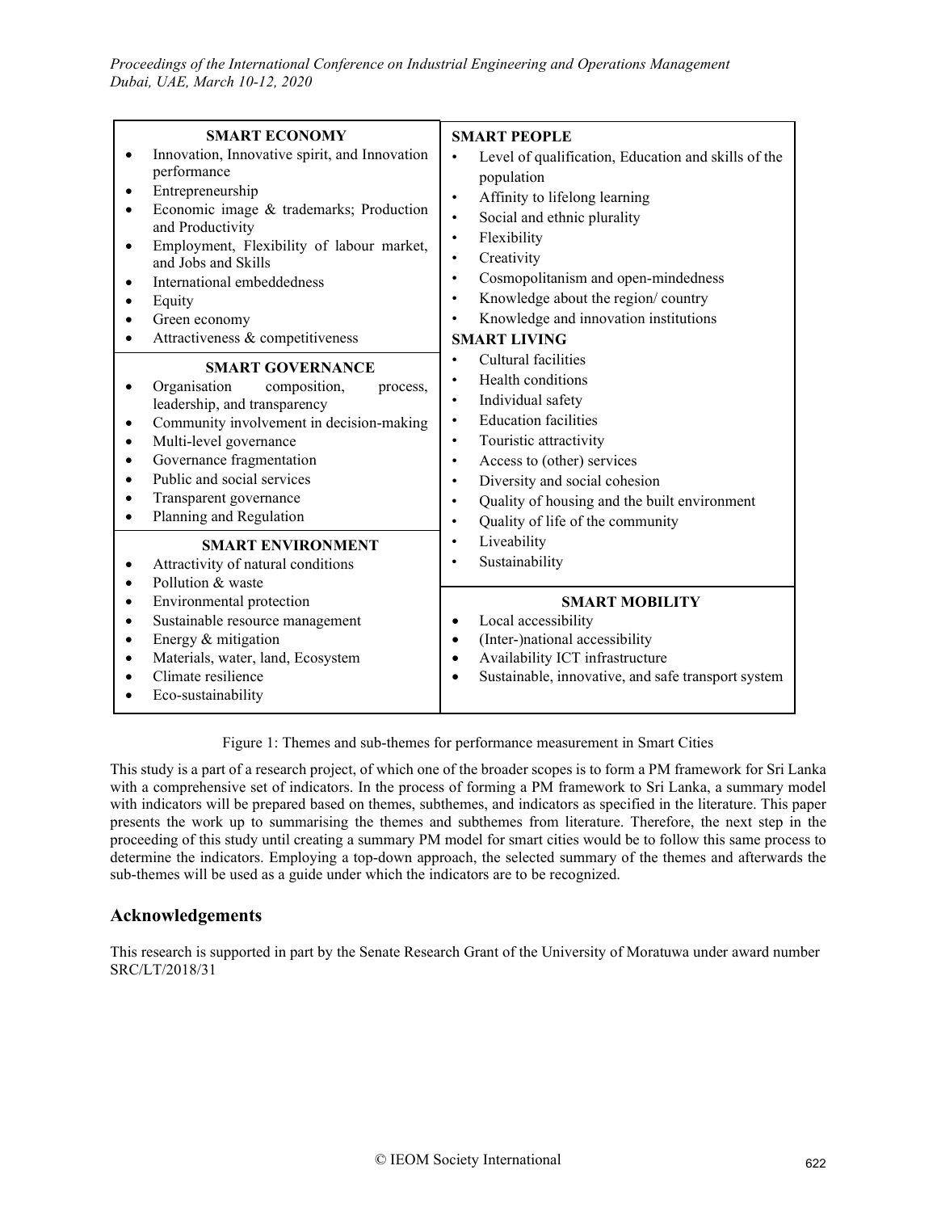| SMART ECONOMY | SMART PEOPLE |
|---|---|
| • Innovation, Innovative spirit, and Innovation performance<br>• Entrepreneurship<br>• Economic image & trademarks; Production and Productivity<br>• Employment, Flexibility of labour market, and Jobs and Skills<br>• International embeddedness<br>• Equity<br>• Green economy<br>• Attractiveness & competitiveness | • Level of qualification, Education and skills of the population<br>• Affinity to lifelong learning<br>• Social and ethnic plurality<br>• Flexibility<br>• Creativity<br>• Cosmopolitanism and open-mindedness<br>• Knowledge about the region/ country<br>• Knowledge and innovation institutions |
| **SMART GOVERNANCE** | **SMART LIVING** |
| • Organisation composition, process, leadership, and transparency<br>• Community involvement in decision-making<br>• Multi-level governance<br>• Governance fragmentation<br>• Public and social services<br>• Transparent governance<br>• Planning and Regulation | • Cultural facilities<br>• Health conditions<br>• Individual safety<br>• Education facilities<br>• Touristic attractivity<br>• Access to (other) services<br>• Diversity and social cohesion<br>• Quality of housing and the built environment<br>• Quality of life of the community<br>• Liveability<br>• Sustainability |
| **SMART ENVIRONMENT** | **SMART MOBILITY** |
| • Attractivity of natural conditions<br>• Pollution & waste<br>• Environmental protection<br>• Sustainable resource management<br>• Energy & mitigation<br>• Materials, water, land, Ecosystem<br>• Climate resilience<br>• Eco-sustainability | • Local accessibility<br>• (Inter-)national accessibility<br>• Availability ICT infrastructure<br>• Sustainable, innovative, and safe transport system |

Figure 1: Themes and sub-themes for performance measurement in Smart Cities

This study is a part of a research project, of which one of the broader scopes is to form a PM framework for Sri Lanka with a comprehensive set of indicators. In the process of forming a PM framework to Sri Lanka, a summary model with indicators will be prepared based on themes, subthemes, and indicators as specified in the literature. This paper presents the work up to summarising the themes and subthemes from literature. Therefore, the next step in the proceeding of this study until creating a summary PM model for smart cities would be to follow this same process to determine the indicators. Employing a top-down approach, the selected summary of the themes and afterwards the sub-themes will be used as a guide under which the indicators are to be recognized.

## Acknowledgements

This research is supported in part by the Senate Research Grant of the University of Moratuwa under award number SRC/LT/2018/31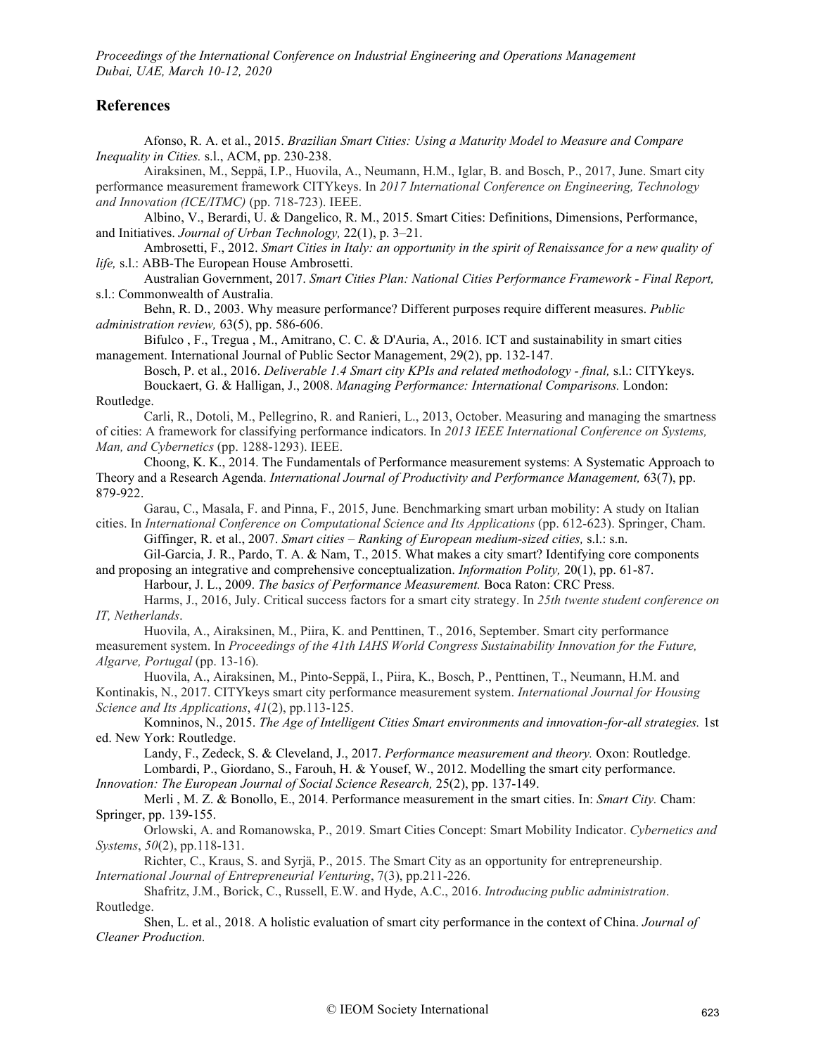## References

Afonso, R. A. et al., 2015. *Brazilian Smart Cities: Using a Maturity Model to Measure and Compare Inequality in Cities.* s.l., ACM, pp. 230-238.

Airaksinen, M., Seppä, I.P., Huovila, A., Neumann, H.M., Iglar, B. and Bosch, P., 2017, June. Smart city performance measurement framework CITYkeys. In *2017 International Conference on Engineering, Technology and Innovation (ICE/ITMC)* (pp. 718-723). IEEE.

Albino, V., Berardi, U. & Dangelico, R. M., 2015. Smart Cities: Definitions, Dimensions, Performance, and Initiatives. *Journal of Urban Technology,* 22(1), p. 3–21.

Ambrosetti, F., 2012. *Smart Cities in Italy: an opportunity in the spirit of Renaissance for a new quality of life,* s.l.: ABB-The European House Ambrosetti.

Australian Government, 2017. *Smart Cities Plan: National Cities Performance Framework - Final Report,* s.l.: Commonwealth of Australia.

Behn, R. D., 2003. Why measure performance? Different purposes require different measures. *Public administration review,* 63(5), pp. 586-606.

Bifulco , F., Tregua , M., Amitrano, C. C. & D'Auria, A., 2016. ICT and sustainability in smart cities management. International Journal of Public Sector Management, 29(2), pp. 132-147.

Bosch, P. et al., 2016. *Deliverable 1.4 Smart city KPIs and related methodology - final,* s.l.: CITYkeys.

Bouckaert, G. & Halligan, J., 2008. *Managing Performance: International Comparisons.* London: Routledge.

Carli, R., Dotoli, M., Pellegrino, R. and Ranieri, L., 2013, October. Measuring and managing the smartness of cities: A framework for classifying performance indicators. In *2013 IEEE International Conference on Systems, Man, and Cybernetics* (pp. 1288-1293). IEEE.

Choong, K. K., 2014. The Fundamentals of Performance measurement systems: A Systematic Approach to Theory and a Research Agenda. *International Journal of Productivity and Performance Management,* 63(7), pp. 879-922.

Garau, C., Masala, F. and Pinna, F., 2015, June. Benchmarking smart urban mobility: A study on Italian cities. In *International Conference on Computational Science and Its Applications* (pp. 612-623). Springer, Cham.

Giffinger, R. et al., 2007. *Smart cities – Ranking of European medium-sized cities,* s.l.: s.n.

Gil-Garcia, J. R., Pardo, T. A. & Nam, T., 2015. What makes a city smart? Identifying core components and proposing an integrative and comprehensive conceptualization. *Information Polity,* 20(1), pp. 61-87.

Harbour, J. L., 2009. *The basics of Performance Measurement.* Boca Raton: CRC Press.

Harms, J., 2016, July. Critical success factors for a smart city strategy. In *25th twente student conference on IT, Netherlands*.

Huovila, A., Airaksinen, M., Piira, K. and Penttinen, T., 2016, September. Smart city performance measurement system. In *Proceedings of the 41th IAHS World Congress Sustainability Innovation for the Future, Algarve, Portugal* (pp. 13-16).

Huovila, A., Airaksinen, M., Pinto-Seppä, I., Piira, K., Bosch, P., Penttinen, T., Neumann, H.M. and Kontinakis, N., 2017. CITYkeys smart city performance measurement system. *International Journal for Housing Science and Its Applications*, *41*(2), pp.113-125.

Komninos, N., 2015. *The Age of Intelligent Cities Smart environments and innovation-for-all strategies.* 1st ed. New York: Routledge.

Landy, F., Zedeck, S. & Cleveland, J., 2017. *Performance measurement and theory.* Oxon: Routledge.

Lombardi, P., Giordano, S., Farouh, H. & Yousef, W., 2012. Modelling the smart city performance. *Innovation: The European Journal of Social Science Research,* 25(2), pp. 137-149.

Merli , M. Z. & Bonollo, E., 2014. Performance measurement in the smart cities. In: *Smart City.* Cham: Springer, pp. 139-155.

Orlowski, A. and Romanowska, P., 2019. Smart Cities Concept: Smart Mobility Indicator. *Cybernetics and Systems*, *50*(2), pp.118-131.

Richter, C., Kraus, S. and Syrjä, P., 2015. The Smart City as an opportunity for entrepreneurship. *International Journal of Entrepreneurial Venturing*, 7(3), pp.211-226.

Shafritz, J.M., Borick, C., Russell, E.W. and Hyde, A.C., 2016. *Introducing public administration*. Routledge.

Shen, L. et al., 2018. A holistic evaluation of smart city performance in the context of China. *Journal of Cleaner Production.*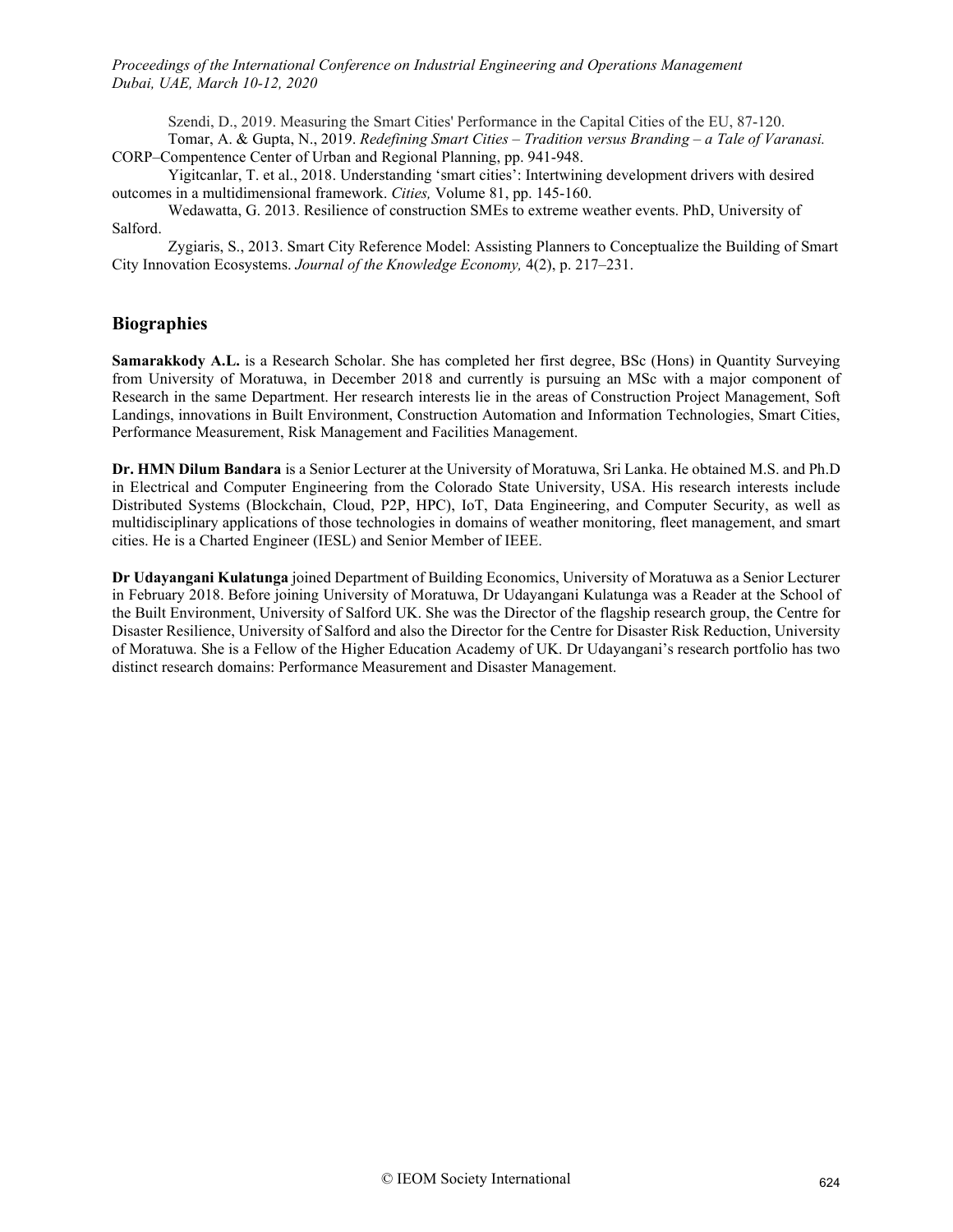Szendi, D., 2019. Measuring the Smart Cities' Performance in the Capital Cities of the EU, 87-120.

Tomar, A. & Gupta, N., 2019. *Redefining Smart Cities – Tradition versus Branding – a Tale of Varanasi.* CORP–Compentence Center of Urban and Regional Planning, pp. 941-948.

Yigitcanlar, T. et al., 2018. Understanding 'smart cities': Intertwining development drivers with desired outcomes in a multidimensional framework. *Cities,* Volume 81, pp. 145-160.

Wedawatta, G. 2013. Resilience of construction SMEs to extreme weather events. PhD, University of Salford.

Zygiaris, S., 2013. Smart City Reference Model: Assisting Planners to Conceptualize the Building of Smart City Innovation Ecosystems. *Journal of the Knowledge Economy,* 4(2), p. 217–231.

## Biographies

**Samarakkody A.L.** is a Research Scholar. She has completed her first degree, BSc (Hons) in Quantity Surveying from University of Moratuwa, in December 2018 and currently is pursuing an MSc with a major component of Research in the same Department. Her research interests lie in the areas of Construction Project Management, Soft Landings, innovations in Built Environment, Construction Automation and Information Technologies, Smart Cities, Performance Measurement, Risk Management and Facilities Management.

**Dr. HMN Dilum Bandara** is a Senior Lecturer at the University of Moratuwa, Sri Lanka. He obtained M.S. and Ph.D in Electrical and Computer Engineering from the Colorado State University, USA. His research interests include Distributed Systems (Blockchain, Cloud, P2P, HPC), IoT, Data Engineering, and Computer Security, as well as multidisciplinary applications of those technologies in domains of weather monitoring, fleet management, and smart cities. He is a Charted Engineer (IESL) and Senior Member of IEEE.

**Dr Udayangani Kulatunga** joined Department of Building Economics, University of Moratuwa as a Senior Lecturer in February 2018. Before joining University of Moratuwa, Dr Udayangani Kulatunga was a Reader at the School of the Built Environment, University of Salford UK. She was the Director of the flagship research group, the Centre for Disaster Resilience, University of Salford and also the Director for the Centre for Disaster Risk Reduction, University of Moratuwa. She is a Fellow of the Higher Education Academy of UK. Dr Udayangani's research portfolio has two distinct research domains: Performance Measurement and Disaster Management.